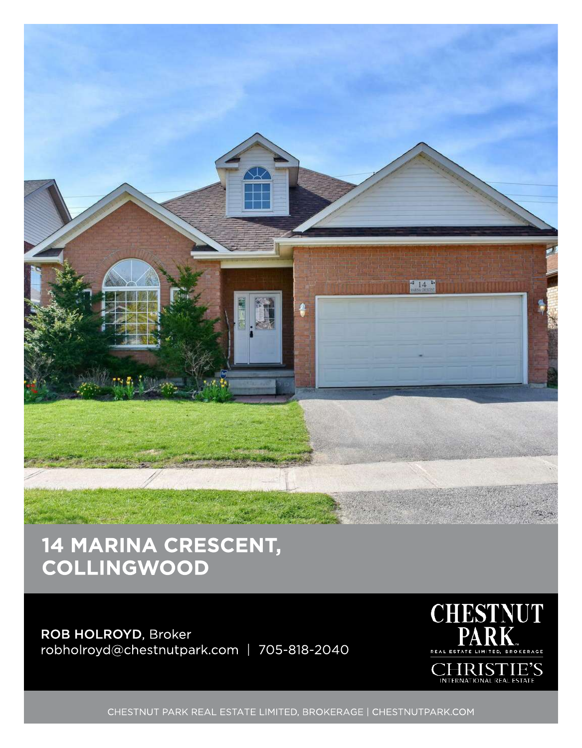# 14 MARINA CRESCENT, COLLINGWOOD

**ROB HOLROYD**, Broker
robholroyd@chestnutpark.com | 705-818-2040

CHESTNUT PARK REAL ESTATE LIMITED, BROKERAGE

CHRISTIE'S INTERNATIONAL REAL ESTATE

CHESTNUT PARK REAL ESTATE LIMITED, BROKERAGE | CHESTNUTPARK.COM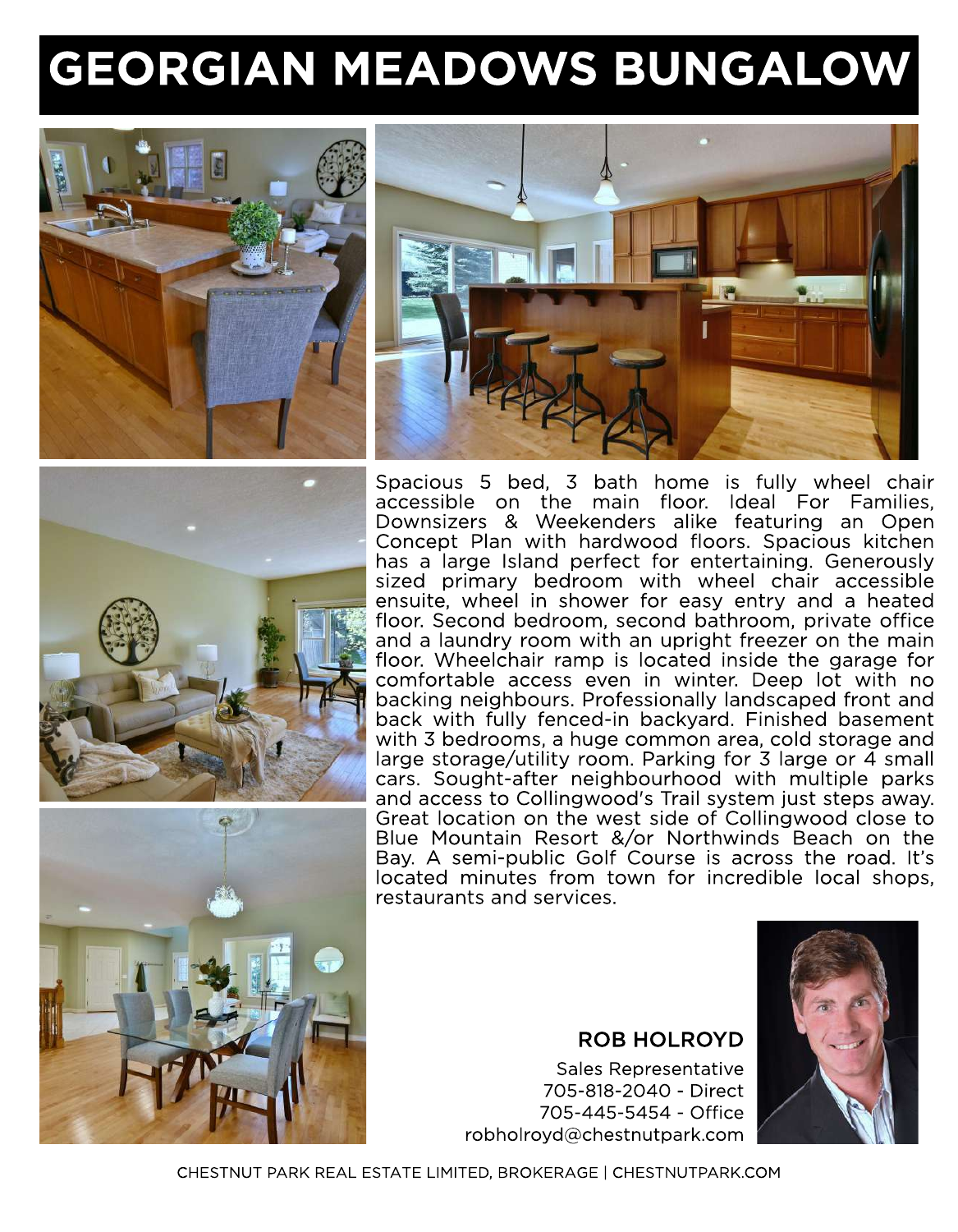# GEORGIAN MEADOWS BUNGALOW

Spacious 5 bed, 3 bath home is fully wheel chair accessible on the main floor. Ideal For Families, Downsizers & Weekenders alike featuring an Open Concept Plan with hardwood floors. Spacious kitchen has a large Island perfect for entertaining. Generously sized primary bedroom with wheel chair accessible ensuite, wheel in shower for easy entry and a heated floor. Second bedroom, second bathroom, private office and a laundry room with an upright freezer on the main floor. Wheelchair ramp is located inside the garage for comfortable access even in winter. Deep lot with no backing neighbours. Professionally landscaped front and back with fully fenced-in backyard. Finished basement with 3 bedrooms, a huge common area, cold storage and large storage/utility room. Parking for 3 large or 4 small cars. Sought-after neighbourhood with multiple parks and access to Collingwood's Trail system just steps away. Great location on the west side of Collingwood close to Blue Mountain Resort &/or Northwinds Beach on the Bay. A semi-public Golf Course is across the road. It's located minutes from town for incredible local shops, restaurants and services.

**ROB HOLROYD**

Sales Representative
705-818-2040 - Direct
705-445-5454 - Office
robholroyd@chestnutpark.com

CHESTNUT PARK REAL ESTATE LIMITED, BROKERAGE | CHESTNUTPARK.COM